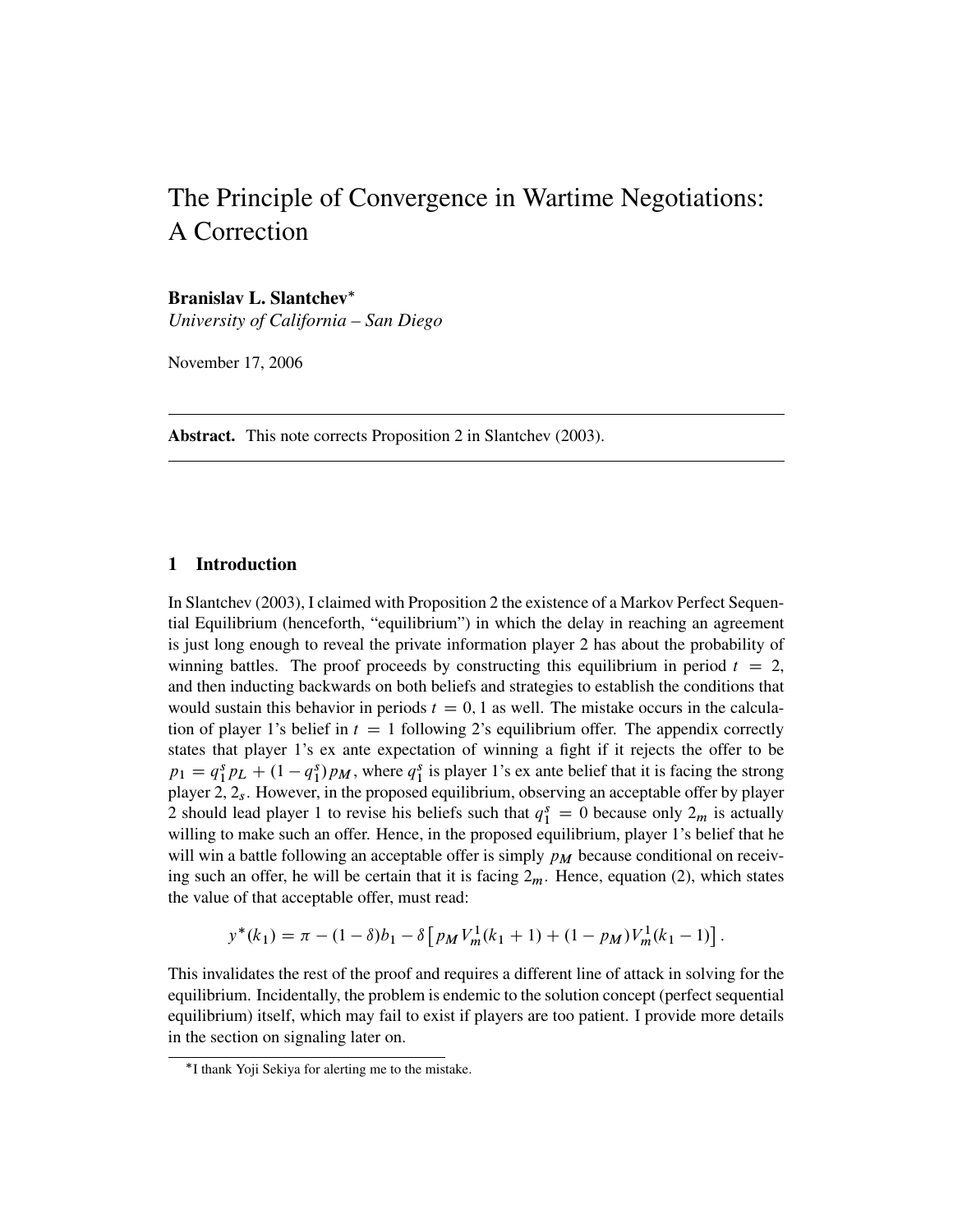# The Principle of Convergence in Wartime Negotiations: A Correction

**Branislav L. Slantchev**[*]
*University of California – San Diego*

November 17, 2006

---

**Abstract.** This note corrects Proposition 2 in Slantchev (2003).

---

## 1 Introduction

In Slantchev (2003), I claimed with Proposition 2 the existence of a Markov Perfect Sequential Equilibrium (henceforth, "equilibrium") in which the delay in reaching an agreement is just long enough to reveal the private information player 2 has about the probability of winning battles. The proof proceeds by constructing this equilibrium in period $t = 2$, and then inducting backwards on both beliefs and strategies to establish the conditions that would sustain this behavior in periods $t = 0, 1$ as well. The mistake occurs in the calculation of player 1's belief in $t = 1$ following 2's equilibrium offer. The appendix correctly states that player 1's ex ante expectation of winning a fight if it rejects the offer to be $p_1 = q_1^s p_L + (1 - q_1^s) p_M$, where $q_1^s$ is player 1's ex ante belief that it is facing the strong player 2, $2_s$. However, in the proposed equilibrium, observing an acceptable offer by player 2 should lead player 1 to revise his beliefs such that $q_1^s = 0$ because only $2_m$ is actually willing to make such an offer. Hence, in the proposed equilibrium, player 1's belief that he will win a battle following an acceptable offer is simply $p_M$ because conditional on receiving such an offer, he will be certain that it is facing $2_m$. Hence, equation (2), which states the value of that acceptable offer, must read:

$$y^*(k_1) = \pi - (1 - \delta)b_1 - \delta\left[p_M V_m^1(k_1 + 1) + (1 - p_M)V_m^1(k_1 - 1)\right].$$

This invalidates the rest of the proof and requires a different line of attack in solving for the equilibrium. Incidentally, the problem is endemic to the solution concept (perfect sequential equilibrium) itself, which may fail to exist if players are too patient. I provide more details in the section on signaling later on.

---

[*] I thank Yoji Sekiya for alerting me to the mistake.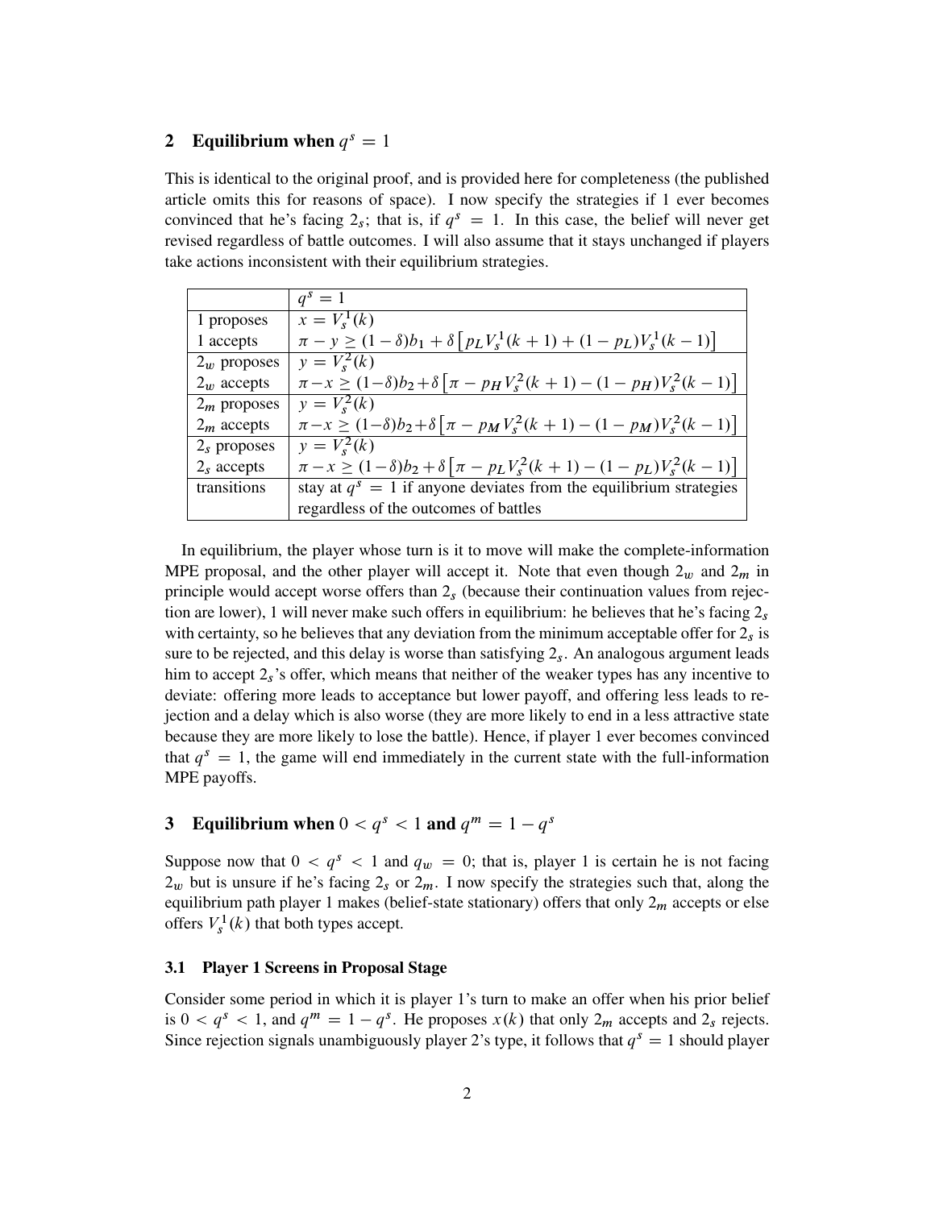## 2 Equilibrium when $q^s = 1$

This is identical to the original proof, and is provided here for completeness (the published article omits this for reasons of space). I now specify the strategies if 1 ever becomes convinced that he's facing $2_s$; that is, if $q^s = 1$. In this case, the belief will never get revised regardless of battle outcomes. I will also assume that it stays unchanged if players take actions inconsistent with their equilibrium strategies.

| | $q^s = 1$ |
|---|---|
| 1 proposes | $x = V_s^1(k)$ |
| 1 accepts | $\pi - y \geq (1-\delta)b_1 + \delta\left[p_L V_s^1(k+1) + (1-p_L)V_s^1(k-1)\right]$ |
| $2_w$ proposes | $y = V_s^2(k)$ |
| $2_w$ accepts | $\pi - x \geq (1-\delta)b_2 + \delta\left[\pi - p_H V_s^2(k+1) - (1-p_H)V_s^2(k-1)\right]$ |
| $2_m$ proposes | $y = V_s^2(k)$ |
| $2_m$ accepts | $\pi - x \geq (1-\delta)b_2 + \delta\left[\pi - p_M V_s^2(k+1) - (1-p_M)V_s^2(k-1)\right]$ |
| $2_s$ proposes | $y = V_s^2(k)$ |
| $2_s$ accepts | $\pi - x \geq (1-\delta)b_2 + \delta\left[\pi - p_L V_s^2(k+1) - (1-p_L)V_s^2(k-1)\right]$ |
| transitions | stay at $q^s = 1$ if anyone deviates from the equilibrium strategies regardless of the outcomes of battles |

In equilibrium, the player whose turn is it to move will make the complete-information MPE proposal, and the other player will accept it. Note that even though $2_w$ and $2_m$ in principle would accept worse offers than $2_s$ (because their continuation values from rejection are lower), 1 will never make such offers in equilibrium: he believes that he's facing $2_s$ with certainty, so he believes that any deviation from the minimum acceptable offer for $2_s$ is sure to be rejected, and this delay is worse than satisfying $2_s$. An analogous argument leads him to accept $2_s$'s offer, which means that neither of the weaker types has any incentive to deviate: offering more leads to acceptance but lower payoff, and offering less leads to rejection and a delay which is also worse (they are more likely to end in a less attractive state because they are more likely to lose the battle). Hence, if player 1 ever becomes convinced that $q^s = 1$, the game will end immediately in the current state with the full-information MPE payoffs.

## 3 Equilibrium when $0 < q^s < 1$ and $q^m = 1 - q^s$

Suppose now that $0 < q^s < 1$ and $q_w = 0$; that is, player 1 is certain he is not facing $2_w$ but is unsure if he's facing $2_s$ or $2_m$. I now specify the strategies such that, along the equilibrium path player 1 makes (belief-state stationary) offers that only $2_m$ accepts or else offers $V_s^1(k)$ that both types accept.

### 3.1 Player 1 Screens in Proposal Stage

Consider some period in which it is player 1's turn to make an offer when his prior belief is $0 < q^s < 1$, and $q^m = 1 - q^s$. He proposes $x(k)$ that only $2_m$ accepts and $2_s$ rejects. Since rejection signals unambiguously player 2's type, it follows that $q^s = 1$ should player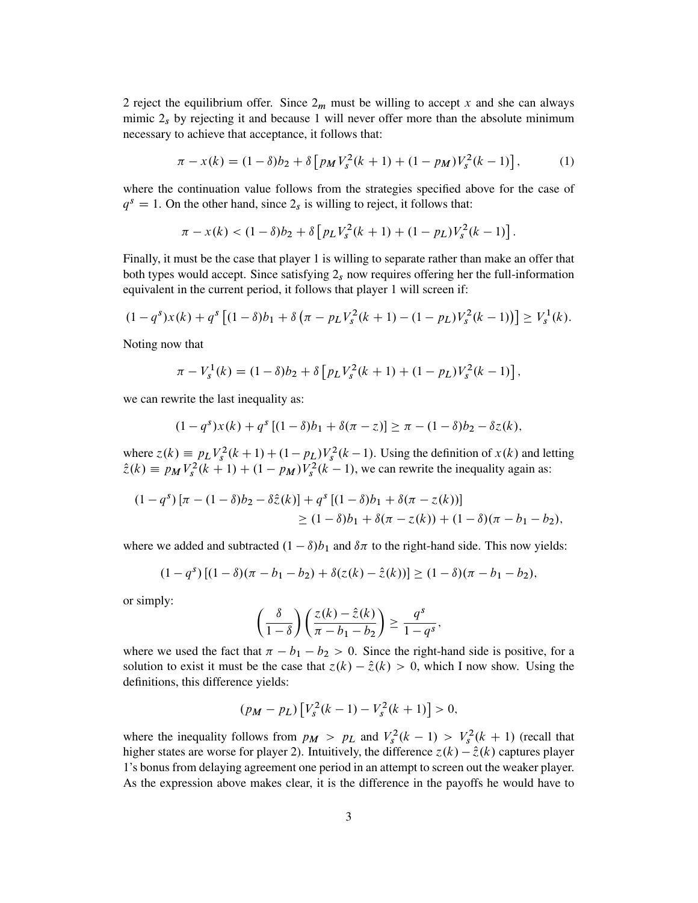2 reject the equilibrium offer. Since $2_m$ must be willing to accept $x$ and she can always mimic $2_s$ by rejecting it and because 1 will never offer more than the absolute minimum necessary to achieve that acceptance, it follows that:

$$\pi - x(k) = (1-\delta)b_2 + \delta\left[p_M V_s^2(k+1) + (1-p_M)V_s^2(k-1)\right], \tag{1}$$

where the continuation value follows from the strategies specified above for the case of $q^s = 1$. On the other hand, since $2_s$ is willing to reject, it follows that:

$$\pi - x(k) < (1-\delta)b_2 + \delta\left[p_L V_s^2(k+1) + (1-p_L)V_s^2(k-1)\right].$$

Finally, it must be the case that player 1 is willing to separate rather than make an offer that both types would accept. Since satisfying $2_s$ now requires offering her the full-information equivalent in the current period, it follows that player 1 will screen if:

$$(1-q^s)x(k) + q^s\left[(1-\delta)b_1 + \delta\left(\pi - p_L V_s^2(k+1) - (1-p_L)V_s^2(k-1)\right)\right] \geq V_s^1(k).$$

Noting now that

$$\pi - V_s^1(k) = (1-\delta)b_2 + \delta\left[p_L V_s^2(k+1) + (1-p_L)V_s^2(k-1)\right],$$

we can rewrite the last inequality as:

$$(1-q^s)x(k) + q^s\left[(1-\delta)b_1 + \delta(\pi - z)\right] \geq \pi - (1-\delta)b_2 - \delta z(k),$$

where $z(k) \equiv p_L V_s^2(k+1) + (1-p_L)V_s^2(k-1)$. Using the definition of $x(k)$ and letting $\hat{z}(k) \equiv p_M V_s^2(k+1) + (1-p_M)V_s^2(k-1)$, we can rewrite the inequality again as:

$$\begin{aligned}(1-q^s)\left[\pi - (1-\delta)b_2 - \delta\hat{z}(k)\right] + q^s\left[(1-\delta)b_1 + \delta(\pi - z(k))\right]& \\ \geq (1-\delta)b_1 + \delta(\pi - z(k)) + (1-\delta)(\pi - b_1 - b_2)&,\end{aligned}$$

where we added and subtracted $(1-\delta)b_1$ and $\delta\pi$ to the right-hand side. This now yields:

$$(1-q^s)\left[(1-\delta)(\pi - b_1 - b_2) + \delta(z(k) - \hat{z}(k))\right] \geq (1-\delta)(\pi - b_1 - b_2),$$

or simply:

$$\left(\frac{\delta}{1-\delta}\right)\left(\frac{z(k) - \hat{z}(k)}{\pi - b_1 - b_2}\right) \geq \frac{q^s}{1-q^s},$$

where we used the fact that $\pi - b_1 - b_2 > 0$. Since the right-hand side is positive, for a solution to exist it must be the case that $z(k) - \hat{z}(k) > 0$, which I now show. Using the definitions, this difference yields:

$$(p_M - p_L)\left[V_s^2(k-1) - V_s^2(k+1)\right] > 0,$$

where the inequality follows from $p_M > p_L$ and $V_s^2(k-1) > V_s^2(k+1)$ (recall that higher states are worse for player 2). Intuitively, the difference $z(k) - \hat{z}(k)$ captures player 1's bonus from delaying agreement one period in an attempt to screen out the weaker player. As the expression above makes clear, it is the difference in the payoffs he would have to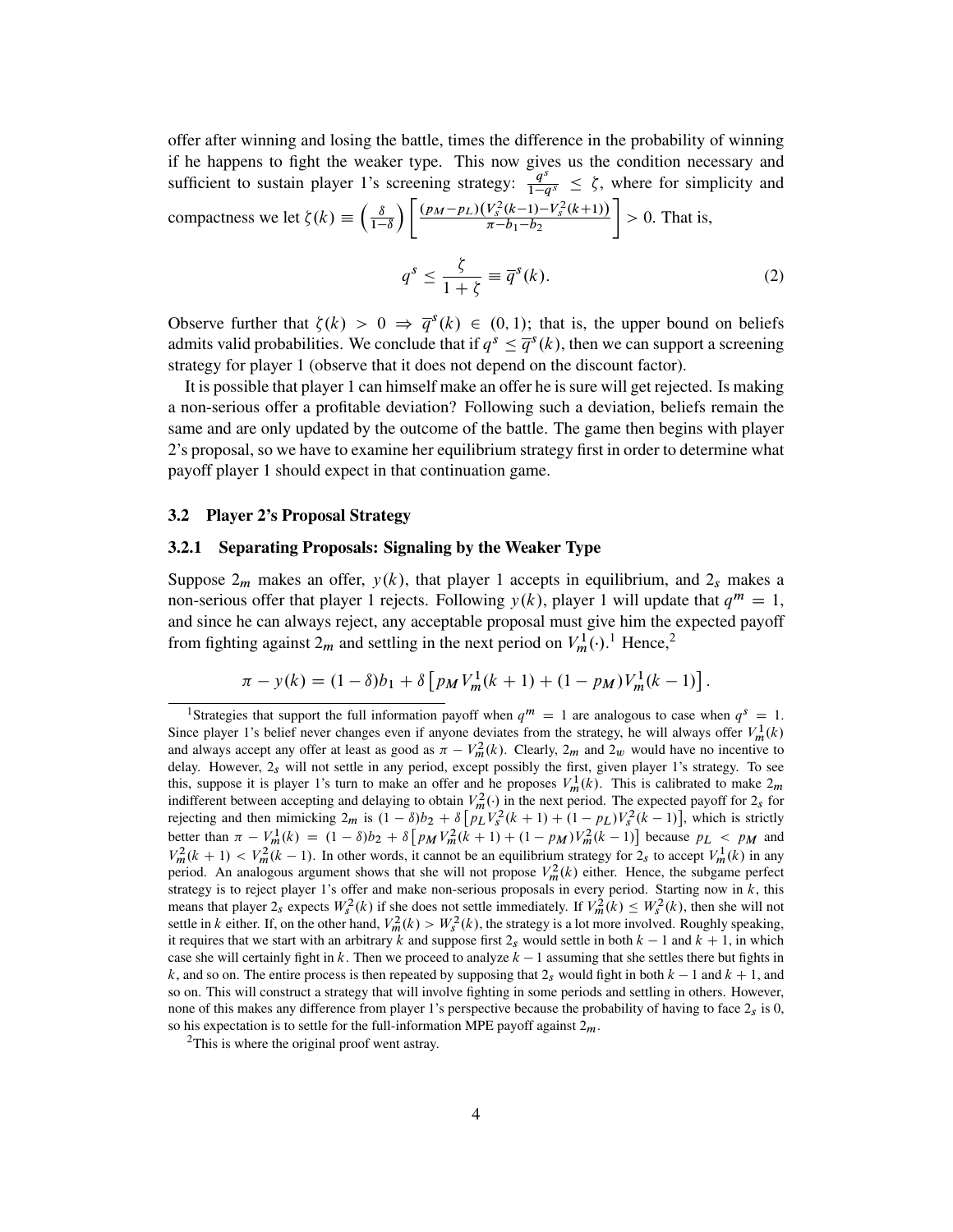offer after winning and losing the battle, times the difference in the probability of winning if he happens to fight the weaker type. This now gives us the condition necessary and sufficient to sustain player 1's screening strategy: $\frac{q^s}{1-q^s} \leq \zeta$, where for simplicity and compactness we let $\zeta(k) \equiv \left(\frac{\delta}{1-\delta}\right)\left[\frac{(p_M - p_L)(V_s^2(k-1) - V_s^2(k+1))}{\pi - b_1 - b_2}\right] > 0$. That is,

$$q^s \leq \frac{\zeta}{1+\zeta} \equiv \overline{q}^s(k). \tag{2}$$

Observe further that $\zeta(k) > 0 \Rightarrow \overline{q}^s(k) \in (0, 1)$; that is, the upper bound on beliefs admits valid probabilities. We conclude that if $q^s \leq \overline{q}^s(k)$, then we can support a screening strategy for player 1 (observe that it does not depend on the discount factor).

It is possible that player 1 can himself make an offer he is sure will get rejected. Is making a non-serious offer a profitable deviation? Following such a deviation, beliefs remain the same and are only updated by the outcome of the battle. The game then begins with player 2's proposal, so we have to examine her equilibrium strategy first in order to determine what payoff player 1 should expect in that continuation game.

### 3.2 Player 2's Proposal Strategy

#### 3.2.1 Separating Proposals: Signaling by the Weaker Type

Suppose $2_m$ makes an offer, $y(k)$, that player 1 accepts in equilibrium, and $2_s$ makes a non-serious offer that player 1 rejects. Following $y(k)$, player 1 will update that $q^m = 1$, and since he can always reject, any acceptable proposal must give him the expected payoff from fighting against $2_m$ and settling in the next period on $V_m^1(\cdot)$.[1] Hence,[2]

$$\pi - y(k) = (1-\delta)b_1 + \delta\left[p_M V_m^1(k+1) + (1-p_M)V_m^1(k-1)\right].$$

[1] Strategies that support the full information payoff when $q^m = 1$ are analogous to case when $q^s = 1$. Since player 1's belief never changes even if anyone deviates from the strategy, he will always offer $V_m^1(k)$ and always accept any offer at least as good as $\pi - V_m^2(k)$. Clearly, $2_m$ and $2_w$ would have no incentive to delay. However, $2_s$ will not settle in any period, except possibly the first, given player 1's strategy. To see this, suppose it is player 1's turn to make an offer and he proposes $V_m^1(k)$. This is calibrated to make $2_m$ indifferent between accepting and delaying to obtain $V_m^2(\cdot)$ in the next period. The expected payoff for $2_s$ for rejecting and then mimicking $2_m$ is $(1-\delta)b_2 + \delta\left[p_L V_s^2(k+1) + (1-p_L)V_s^2(k-1)\right]$, which is strictly better than $\pi - V_m^1(k) = (1-\delta)b_2 + \delta\left[p_M V_m^2(k+1) + (1-p_M)V_m^2(k-1)\right]$ because $p_L < p_M$ and $V_m^2(k+1) < V_m^2(k-1)$. In other words, it cannot be an equilibrium strategy for $2_s$ to accept $V_m^1(k)$ in any period. An analogous argument shows that she will not propose $V_m^2(k)$ either. Hence, the subgame perfect strategy is to reject player 1's offer and make non-serious proposals in every period. Starting now in $k$, this means that player $2_s$ expects $W_s^2(k)$ if she does not settle immediately. If $V_m^2(k) \leq W_s^2(k)$, then she will not settle in $k$ either. If, on the other hand, $V_m^2(k) > W_s^2(k)$, the strategy is a lot more involved. Roughly speaking, it requires that we start with an arbitrary $k$ and suppose first $2_s$ would settle in both $k-1$ and $k+1$, in which case she will certainly fight in $k$. Then we proceed to analyze $k-1$ assuming that she settles there but fights in $k$, and so on. The entire process is then repeated by supposing that $2_s$ would fight in both $k-1$ and $k+1$, and so on. This will construct a strategy that will involve fighting in some periods and settling in others. However, none of this makes any difference from player 1's perspective because the probability of having to face $2_s$ is 0, so his expectation is to settle for the full-information MPE payoff against $2_m$.

[2] This is where the original proof went astray.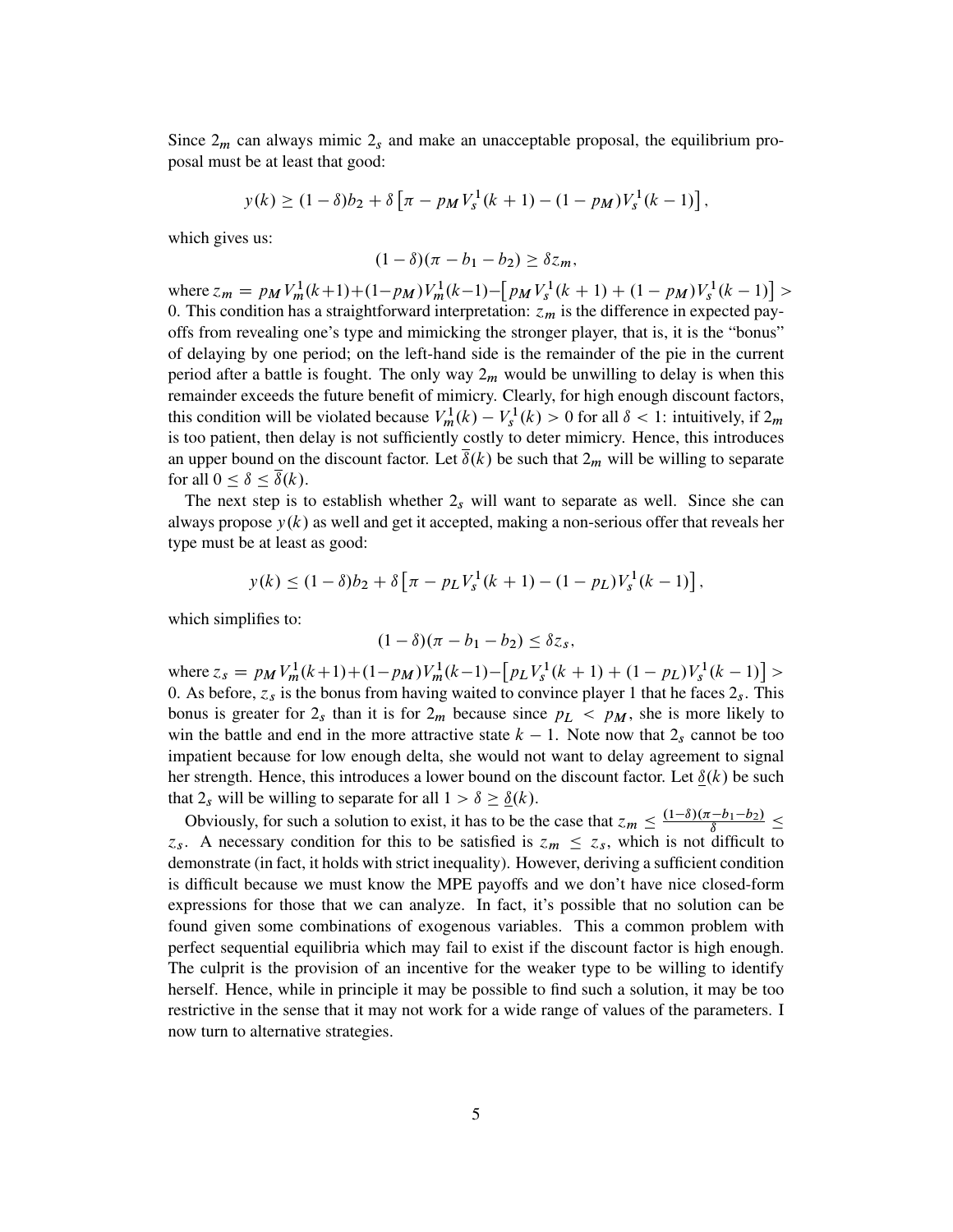Since $2_m$ can always mimic $2_s$ and make an unacceptable proposal, the equilibrium proposal must be at least that good:

$$y(k) \geq (1-\delta)b_2 + \delta\left[\pi - p_M V_s^1(k+1) - (1-p_M)V_s^1(k-1)\right],$$

which gives us:

$$(1-\delta)(\pi - b_1 - b_2) \geq \delta z_m,$$

where $z_m = p_M V_m^1(k+1) + (1-p_M)V_m^1(k-1) - \left[p_M V_s^1(k+1) + (1-p_M)V_s^1(k-1)\right] > 0$. This condition has a straightforward interpretation: $z_m$ is the difference in expected payoffs from revealing one's type and mimicking the stronger player, that is, it is the "bonus" of delaying by one period; on the left-hand side is the remainder of the pie in the current period after a battle is fought. The only way $2_m$ would be unwilling to delay is when this remainder exceeds the future benefit of mimicry. Clearly, for high enough discount factors, this condition will be violated because $V_m^1(k) - V_s^1(k) > 0$ for all $\delta < 1$: intuitively, if $2_m$ is too patient, then delay is not sufficiently costly to deter mimicry. Hence, this introduces an upper bound on the discount factor. Let $\overline{\delta}(k)$ be such that $2_m$ will be willing to separate for all $0 \leq \delta \leq \overline{\delta}(k)$.

The next step is to establish whether $2_s$ will want to separate as well. Since she can always propose $y(k)$ as well and get it accepted, making a non-serious offer that reveals her type must be at least as good:

$$y(k) \leq (1-\delta)b_2 + \delta\left[\pi - p_L V_s^1(k+1) - (1-p_L)V_s^1(k-1)\right],$$

which simplifies to:

$$(1-\delta)(\pi - b_1 - b_2) \leq \delta z_s,$$

where $z_s = p_M V_m^1(k+1) + (1-p_M)V_m^1(k-1) - \left[p_L V_s^1(k+1) + (1-p_L)V_s^1(k-1)\right] > 0$. As before, $z_s$ is the bonus from having waited to convince player 1 that he faces $2_s$. This bonus is greater for $2_s$ than it is for $2_m$ because since $p_L < p_M$, she is more likely to win the battle and end in the more attractive state $k-1$. Note now that $2_s$ cannot be too impatient because for low enough delta, she would not want to delay agreement to signal her strength. Hence, this introduces a lower bound on the discount factor. Let $\underline{\delta}(k)$ be such that $2_s$ will be willing to separate for all $1 > \delta \geq \underline{\delta}(k)$.

Obviously, for such a solution to exist, it has to be the case that $z_m \leq \frac{(1-\delta)(\pi - b_1 - b_2)}{\delta} \leq z_s$. A necessary condition for this to be satisfied is $z_m \leq z_s$, which is not difficult to demonstrate (in fact, it holds with strict inequality). However, deriving a sufficient condition is difficult because we must know the MPE payoffs and we don't have nice closed-form expressions for those that we can analyze. In fact, it's possible that no solution can be found given some combinations of exogenous variables. This a common problem with perfect sequential equilibria which may fail to exist if the discount factor is high enough. The culprit is the provision of an incentive for the weaker type to be willing to identify herself. Hence, while in principle it may be possible to find such a solution, it may be too restrictive in the sense that it may not work for a wide range of values of the parameters. I now turn to alternative strategies.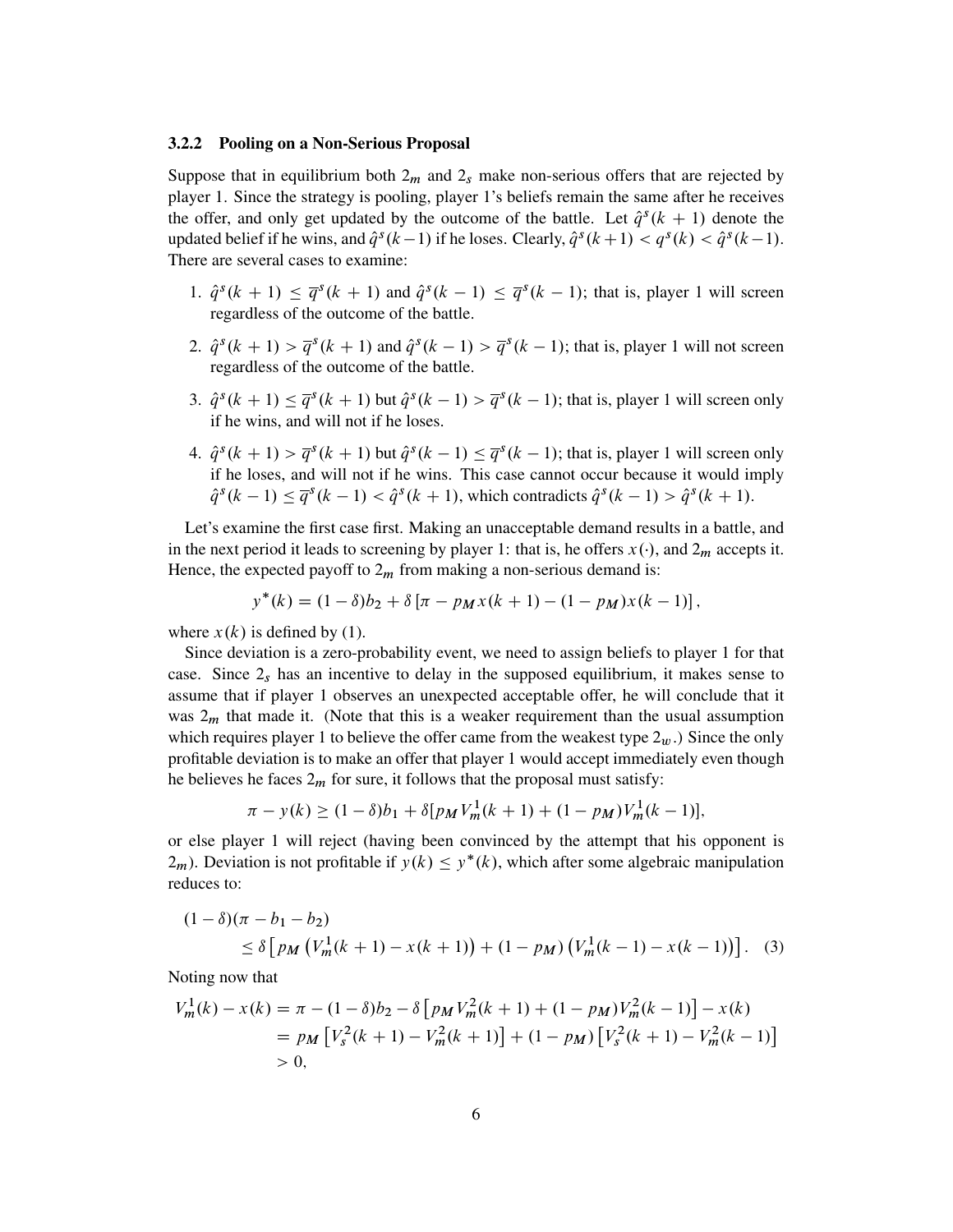### 3.2.2 Pooling on a Non-Serious Proposal

Suppose that in equilibrium both $2_m$ and $2_s$ make non-serious offers that are rejected by player 1. Since the strategy is pooling, player 1's beliefs remain the same after he receives the offer, and only get updated by the outcome of the battle. Let $\hat{q}^s(k+1)$ denote the updated belief if he wins, and $\hat{q}^s(k-1)$ if he loses. Clearly, $\hat{q}^s(k+1) < q^s(k) < \hat{q}^s(k-1)$. There are several cases to examine:

1. $\hat{q}^s(k+1) \leq \overline{q}^s(k+1)$ and $\hat{q}^s(k-1) \leq \overline{q}^s(k-1)$; that is, player 1 will screen regardless of the outcome of the battle.
2. $\hat{q}^s(k+1) > \overline{q}^s(k+1)$ and $\hat{q}^s(k-1) > \overline{q}^s(k-1)$; that is, player 1 will not screen regardless of the outcome of the battle.
3. $\hat{q}^s(k+1) \leq \overline{q}^s(k+1)$ but $\hat{q}^s(k-1) > \overline{q}^s(k-1)$; that is, player 1 will screen only if he wins, and will not if he loses.
4. $\hat{q}^s(k+1) > \overline{q}^s(k+1)$ but $\hat{q}^s(k-1) \leq \overline{q}^s(k-1)$; that is, player 1 will screen only if he loses, and will not if he wins. This case cannot occur because it would imply $\hat{q}^s(k-1) \leq \overline{q}^s(k-1) < \hat{q}^s(k+1)$, which contradicts $\hat{q}^s(k-1) > \hat{q}^s(k+1)$.

Let's examine the first case first. Making an unacceptable demand results in a battle, and in the next period it leads to screening by player 1: that is, he offers $x(\cdot)$, and $2_m$ accepts it. Hence, the expected payoff to $2_m$ from making a non-serious demand is:

$$y^*(k) = (1-\delta)b_2 + \delta\left[\pi - p_M x(k+1) - (1-p_M)x(k-1)\right],$$

where $x(k)$ is defined by (1).

Since deviation is a zero-probability event, we need to assign beliefs to player 1 for that case. Since $2_s$ has an incentive to delay in the supposed equilibrium, it makes sense to assume that if player 1 observes an unexpected acceptable offer, he will conclude that it was $2_m$ that made it. (Note that this is a weaker requirement than the usual assumption which requires player 1 to believe the offer came from the weakest type $2_w$.) Since the only profitable deviation is to make an offer that player 1 would accept immediately even though he believes he faces $2_m$ for sure, it follows that the proposal must satisfy:

$$\pi - y(k) \geq (1-\delta)b_1 + \delta[p_M V_m^1(k+1) + (1-p_M)V_m^1(k-1)],$$

or else player 1 will reject (having been convinced by the attempt that his opponent is $2_m$). Deviation is not profitable if $y(k) \leq y^*(k)$, which after some algebraic manipulation reduces to:

$$\begin{aligned}(1-\delta)&(\pi - b_1 - b_2) \\ &\leq \delta\left[p_M\left(V_m^1(k+1) - x(k+1)\right) + (1-p_M)\left(V_m^1(k-1) - x(k-1)\right)\right]. \quad (3)\end{aligned}$$

Noting now that

$$\begin{aligned}V_m^1(k) - x(k) &= \pi - (1-\delta)b_2 - \delta\left[p_M V_m^2(k+1) + (1-p_M)V_m^2(k-1)\right] - x(k) \\ &= p_M\left[V_s^2(k+1) - V_m^2(k+1)\right] + (1-p_M)\left[V_s^2(k+1) - V_m^2(k-1)\right] \\ &> 0,\end{aligned}$$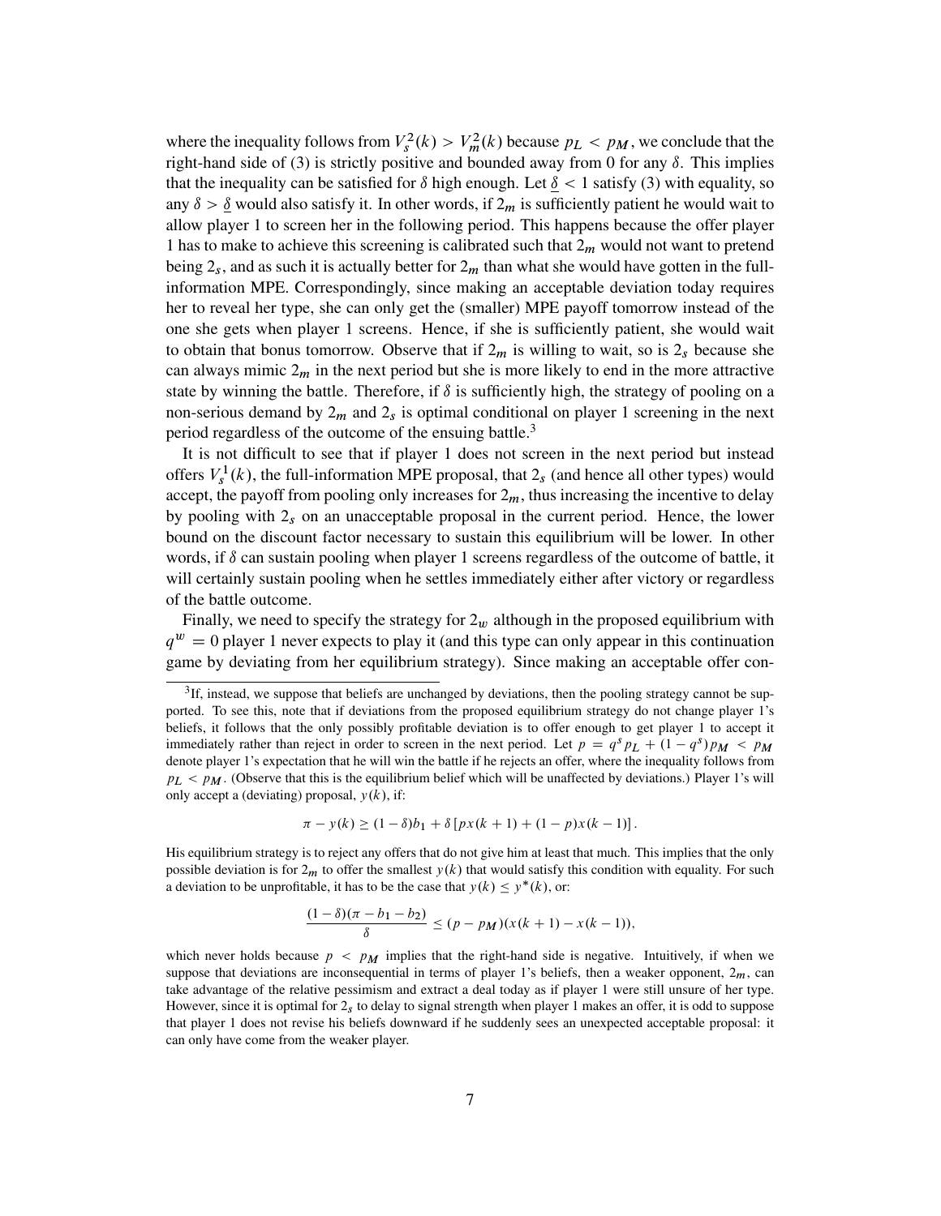where the inequality follows from $V_s^2(k) > V_m^2(k)$ because $p_L < p_M$, we conclude that the right-hand side of (3) is strictly positive and bounded away from 0 for any $\delta$. This implies that the inequality can be satisfied for $\delta$ high enough. Let $\underline{\delta} < 1$ satisfy (3) with equality, so any $\delta > \underline{\delta}$ would also satisfy it. In other words, if $2_m$ is sufficiently patient he would wait to allow player 1 to screen her in the following period. This happens because the offer player 1 has to make to achieve this screening is calibrated such that $2_m$ would not want to pretend being $2_s$, and as such it is actually better for $2_m$ than what she would have gotten in the full-information MPE. Correspondingly, since making an acceptable deviation today requires her to reveal her type, she can only get the (smaller) MPE payoff tomorrow instead of the one she gets when player 1 screens. Hence, if she is sufficiently patient, she would wait to obtain that bonus tomorrow. Observe that if $2_m$ is willing to wait, so is $2_s$ because she can always mimic $2_m$ in the next period but she is more likely to end in the more attractive state by winning the battle. Therefore, if $\delta$ is sufficiently high, the strategy of pooling on a non-serious demand by $2_m$ and $2_s$ is optimal conditional on player 1 screening in the next period regardless of the outcome of the ensuing battle.[3]

It is not difficult to see that if player 1 does not screen in the next period but instead offers $V_s^1(k)$, the full-information MPE proposal, that $2_s$ (and hence all other types) would accept, the payoff from pooling only increases for $2_m$, thus increasing the incentive to delay by pooling with $2_s$ on an unacceptable proposal in the current period. Hence, the lower bound on the discount factor necessary to sustain this equilibrium will be lower. In other words, if $\delta$ can sustain pooling when player 1 screens regardless of the outcome of battle, it will certainly sustain pooling when he settles immediately either after victory or regardless of the battle outcome.

Finally, we need to specify the strategy for $2_w$ although in the proposed equilibrium with $q^w = 0$ player 1 never expects to play it (and this type can only appear in this continuation game by deviating from her equilibrium strategy). Since making an acceptable offer con-

---

[3] If, instead, we suppose that beliefs are unchanged by deviations, then the pooling strategy cannot be supported. To see this, note that if deviations from the proposed equilibrium strategy do not change player 1's beliefs, it follows that the only possibly profitable deviation is to offer enough to get player 1 to accept it immediately rather than reject in order to screen in the next period. Let $p = q^s p_L + (1 - q^s) p_M < p_M$ denote player 1's expectation that he will win the battle if he rejects an offer, where the inequality follows from $p_L < p_M$. (Observe that this is the equilibrium belief which will be unaffected by deviations.) Player 1's will only accept a (deviating) proposal, $y(k)$, if:

$$\pi - y(k) \geq (1 - \delta) b_1 + \delta \left[ p x(k+1) + (1 - p) x(k-1) \right].$$

His equilibrium strategy is to reject any offers that do not give him at least that much. This implies that the only possible deviation is for $2_m$ to offer the smallest $y(k)$ that would satisfy this condition with equality. For such a deviation to be unprofitable, it has to be the case that $y(k) \leq y^*(k)$, or:

$$\frac{(1 - \delta)(\pi - b_1 - b_2)}{\delta} \leq (p - p_M)(x(k+1) - x(k-1)),$$

which never holds because $p < p_M$ implies that the right-hand side is negative. Intuitively, if when we suppose that deviations are inconsequential in terms of player 1's beliefs, then a weaker opponent, $2_m$, can take advantage of the relative pessimism and extract a deal today as if player 1 were still unsure of her type. However, since it is optimal for $2_s$ to delay to signal strength when player 1 makes an offer, it is odd to suppose that player 1 does not revise his beliefs downward if he suddenly sees an unexpected acceptable proposal: it can only have come from the weaker player.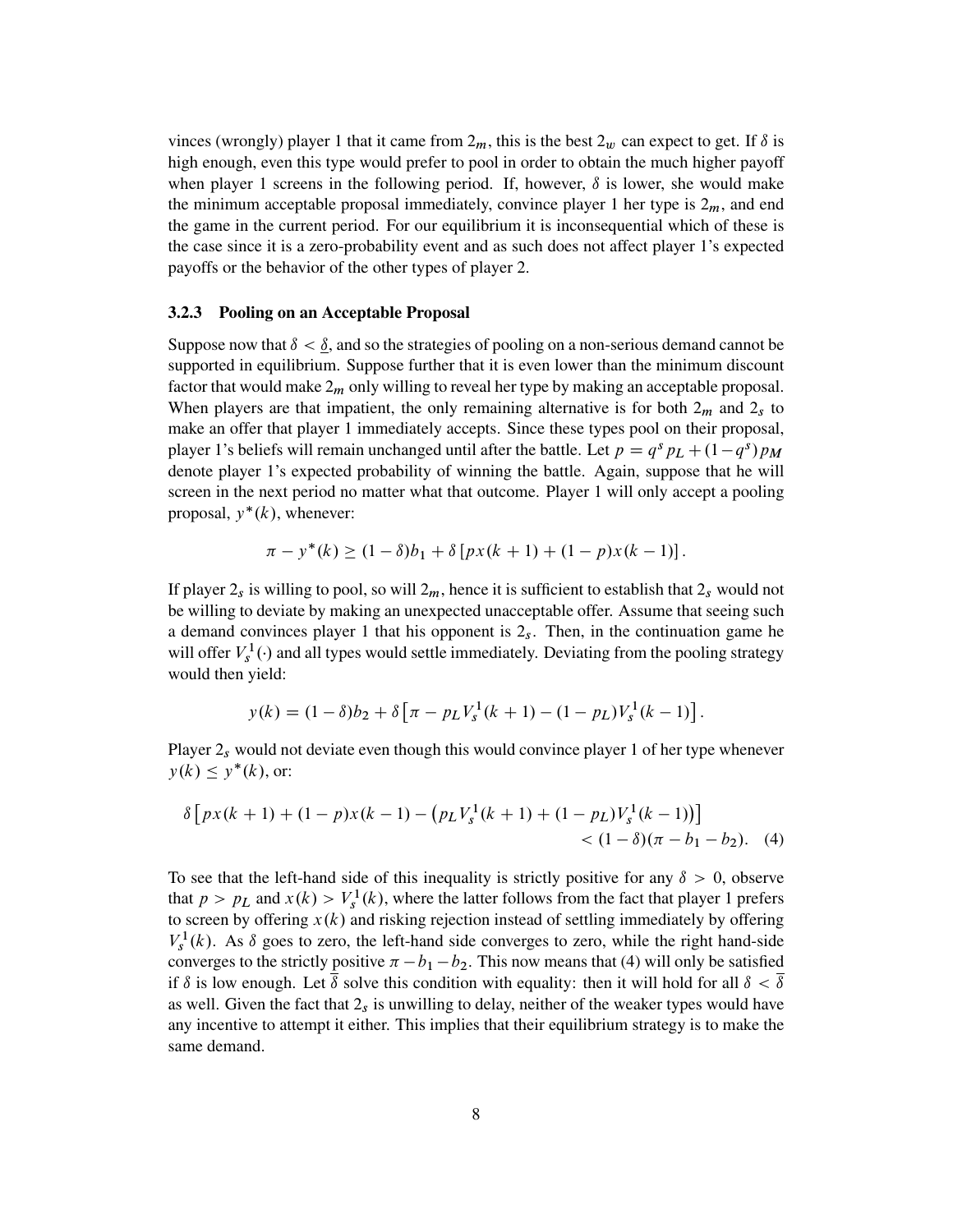vinces (wrongly) player 1 that it came from $2_m$, this is the best $2_w$ can expect to get. If $\delta$ is high enough, even this type would prefer to pool in order to obtain the much higher payoff when player 1 screens in the following period. If, however, $\delta$ is lower, she would make the minimum acceptable proposal immediately, convince player 1 her type is $2_m$, and end the game in the current period. For our equilibrium it is inconsequential which of these is the case since it is a zero-probability event and as such does not affect player 1's expected payoffs or the behavior of the other types of player 2.

### 3.2.3 Pooling on an Acceptable Proposal

Suppose now that $\delta < \underline{\delta}$, and so the strategies of pooling on a non-serious demand cannot be supported in equilibrium. Suppose further that it is even lower than the minimum discount factor that would make $2_m$ only willing to reveal her type by making an acceptable proposal. When players are that impatient, the only remaining alternative is for both $2_m$ and $2_s$ to make an offer that player 1 immediately accepts. Since these types pool on their proposal, player 1's beliefs will remain unchanged until after the battle. Let $p = q^s p_L + (1-q^s) p_M$ denote player 1's expected probability of winning the battle. Again, suppose that he will screen in the next period no matter what that outcome. Player 1 will only accept a pooling proposal, $y^*(k)$, whenever:

$$\pi - y^*(k) \geq (1-\delta)b_1 + \delta \left[ p x(k+1) + (1-p) x(k-1) \right].$$

If player $2_s$ is willing to pool, so will $2_m$, hence it is sufficient to establish that $2_s$ would not be willing to deviate by making an unexpected unacceptable offer. Assume that seeing such a demand convinces player 1 that his opponent is $2_s$. Then, in the continuation game he will offer $V_s^1(\cdot)$ and all types would settle immediately. Deviating from the pooling strategy would then yield:

$$y(k) = (1-\delta)b_2 + \delta \left[ \pi - p_L V_s^1(k+1) - (1-p_L) V_s^1(k-1) \right].$$

Player $2_s$ would not deviate even though this would convince player 1 of her type whenever $y(k) \leq y^*(k)$, or:

$$\delta \left[ p x(k+1) + (1-p) x(k-1) - \left( p_L V_s^1(k+1) + (1-p_L) V_s^1(k-1) \right) \right] < (1-\delta)(\pi - b_1 - b_2). \quad (4)$$

To see that the left-hand side of this inequality is strictly positive for any $\delta > 0$, observe that $p > p_L$ and $x(k) > V_s^1(k)$, where the latter follows from the fact that player 1 prefers to screen by offering $x(k)$ and risking rejection instead of settling immediately by offering $V_s^1(k)$. As $\delta$ goes to zero, the left-hand side converges to zero, while the right hand-side converges to the strictly positive $\pi - b_1 - b_2$. This now means that (4) will only be satisfied if $\delta$ is low enough. Let $\overline{\delta}$ solve this condition with equality: then it will hold for all $\delta < \overline{\delta}$ as well. Given the fact that $2_s$ is unwilling to delay, neither of the weaker types would have any incentive to attempt it either. This implies that their equilibrium strategy is to make the same demand.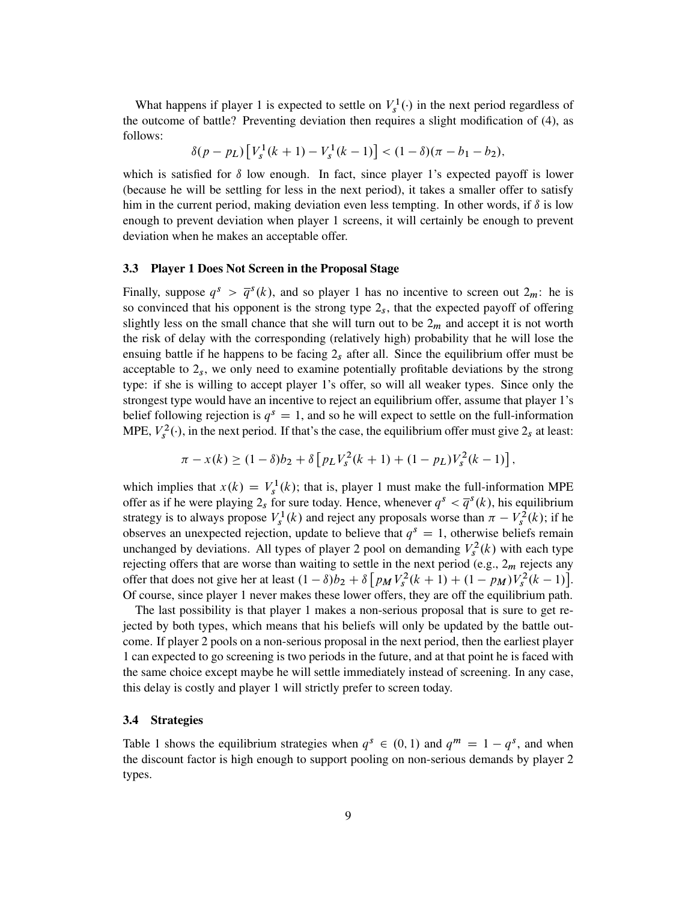What happens if player 1 is expected to settle on $V_s^1(\cdot)$ in the next period regardless of the outcome of battle? Preventing deviation then requires a slight modification of (4), as follows:

$$\delta(p - p_L)\left[V_s^1(k+1) - V_s^1(k-1)\right] < (1-\delta)(\pi - b_1 - b_2),$$

which is satisfied for $\delta$ low enough. In fact, since player 1's expected payoff is lower (because he will be settling for less in the next period), it takes a smaller offer to satisfy him in the current period, making deviation even less tempting. In other words, if $\delta$ is low enough to prevent deviation when player 1 screens, it will certainly be enough to prevent deviation when he makes an acceptable offer.

### 3.3 Player 1 Does Not Screen in the Proposal Stage

Finally, suppose $q^s > \overline{q}^s(k)$, and so player 1 has no incentive to screen out $2_m$: he is so convinced that his opponent is the strong type $2_s$, that the expected payoff of offering slightly less on the small chance that she will turn out to be $2_m$ and accept it is not worth the risk of delay with the corresponding (relatively high) probability that he will lose the ensuing battle if he happens to be facing $2_s$ after all. Since the equilibrium offer must be acceptable to $2_s$, we only need to examine potentially profitable deviations by the strong type: if she is willing to accept player 1's offer, so will all weaker types. Since only the strongest type would have an incentive to reject an equilibrium offer, assume that player 1's belief following rejection is $q^s = 1$, and so he will expect to settle on the full-information MPE, $V_s^2(\cdot)$, in the next period. If that's the case, the equilibrium offer must give $2_s$ at least:

$$\pi - x(k) \geq (1-\delta)b_2 + \delta\left[p_L V_s^2(k+1) + (1-p_L)V_s^2(k-1)\right],$$

which implies that $x(k) = V_s^1(k)$; that is, player 1 must make the full-information MPE offer as if he were playing $2_s$ for sure today. Hence, whenever $q^s < \overline{q}^s(k)$, his equilibrium strategy is to always propose $V_s^1(k)$ and reject any proposals worse than $\pi - V_s^2(k)$; if he observes an unexpected rejection, update to believe that $q^s = 1$, otherwise beliefs remain unchanged by deviations. All types of player 2 pool on demanding $V_s^2(k)$ with each type rejecting offers that are worse than waiting to settle in the next period (e.g., $2_m$ rejects any offer that does not give her at least $(1-\delta)b_2 + \delta\left[p_M V_s^2(k+1) + (1-p_M)V_s^2(k-1)\right]$. Of course, since player 1 never makes these lower offers, they are off the equilibrium path.

The last possibility is that player 1 makes a non-serious proposal that is sure to get rejected by both types, which means that his beliefs will only be updated by the battle outcome. If player 2 pools on a non-serious proposal in the next period, then the earliest player 1 can expected to go screening is two periods in the future, and at that point he is faced with the same choice except maybe he will settle immediately instead of screening. In any case, this delay is costly and player 1 will strictly prefer to screen today.

### 3.4 Strategies

Table 1 shows the equilibrium strategies when $q^s \in (0,1)$ and $q^m = 1 - q^s$, and when the discount factor is high enough to support pooling on non-serious demands by player 2 types.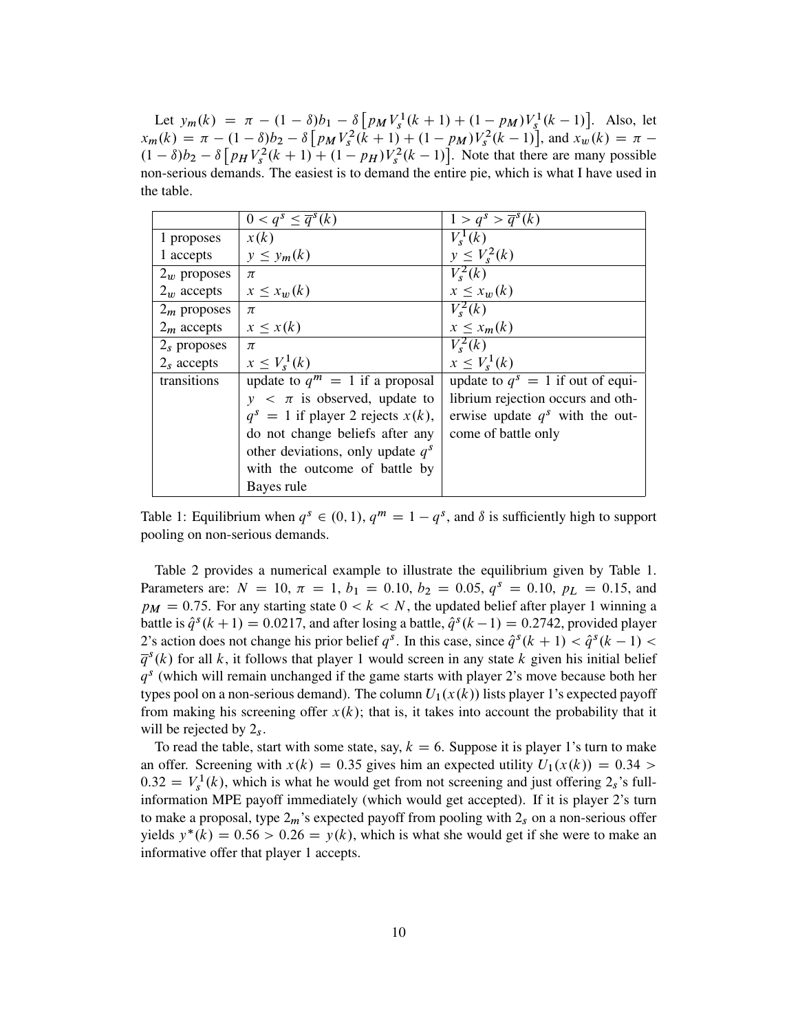Let $y_m(k) = \pi - (1-\delta)b_1 - \delta\left[p_M V_s^1(k+1) + (1-p_M)V_s^1(k-1)\right]$. Also, let $x_m(k) = \pi - (1-\delta)b_2 - \delta\left[p_M V_s^2(k+1) + (1-p_M)V_s^2(k-1)\right]$, and $x_w(k) = \pi - (1-\delta)b_2 - \delta\left[p_H V_s^2(k+1) + (1-p_H)V_s^2(k-1)\right]$. Note that there are many possible non-serious demands. The easiest is to demand the entire pie, which is what I have used in the table.

| | $0 < q^s \leq \overline{q}^s(k)$ | $1 > q^s > \overline{q}^s(k)$ |
|---|---|---|
| 1 proposes | $x(k)$ | $V_s^1(k)$ |
| 1 accepts | $y \leq y_m(k)$ | $y \leq V_s^2(k)$ |
| $2_w$ proposes | $\pi$ | $V_s^2(k)$ |
| $2_w$ accepts | $x \leq x_w(k)$ | $x \leq x_w(k)$ |
| $2_m$ proposes | $\pi$ | $V_s^2(k)$ |
| $2_m$ accepts | $x \leq x(k)$ | $x \leq x_m(k)$ |
| $2_s$ proposes | $\pi$ | $V_s^2(k)$ |
| $2_s$ accepts | $x \leq V_s^1(k)$ | $x \leq V_s^1(k)$ |
| transitions | update to $q^m = 1$ if a proposal $y < \pi$ is observed, update to $q^s = 1$ if player 2 rejects $x(k)$, do not change beliefs after any other deviations, only update $q^s$ with the outcome of battle by Bayes rule | update to $q^s = 1$ if out of equilibrium rejection occurs and otherwise update $q^s$ with the outcome of battle only |

Table 1: Equilibrium when $q^s \in (0,1)$, $q^m = 1 - q^s$, and $\delta$ is sufficiently high to support pooling on non-serious demands.

Table 2 provides a numerical example to illustrate the equilibrium given by Table 1. Parameters are: $N = 10$, $\pi = 1$, $b_1 = 0.10$, $b_2 = 0.05$, $q^s = 0.10$, $p_L = 0.15$, and $p_M = 0.75$. For any starting state $0 < k < N$, the updated belief after player 1 winning a battle is $\hat{q}^s(k+1) = 0.0217$, and after losing a battle, $\hat{q}^s(k-1) = 0.2742$, provided player 2's action does not change his prior belief $q^s$. In this case, since $\hat{q}^s(k+1) < \hat{q}^s(k-1) < \overline{q}^s(k)$ for all $k$, it follows that player 1 would screen in any state $k$ given his initial belief $q^s$ (which will remain unchanged if the game starts with player 2's move because both her types pool on a non-serious demand). The column $U_1(x(k))$ lists player 1's expected payoff from making his screening offer $x(k)$; that is, it takes into account the probability that it will be rejected by $2_s$.

To read the table, start with some state, say, $k = 6$. Suppose it is player 1's turn to make an offer. Screening with $x(k) = 0.35$ gives him an expected utility $U_1(x(k)) = 0.34 > 0.32 = V_s^1(k)$, which is what he would get from not screening and just offering $2_s$'s full-information MPE payoff immediately (which would get accepted). If it is player 2's turn to make a proposal, type $2_m$'s expected payoff from pooling with $2_s$ on a non-serious offer yields $y^*(k) = 0.56 > 0.26 = y(k)$, which is what she would get if she were to make an informative offer that player 1 accepts.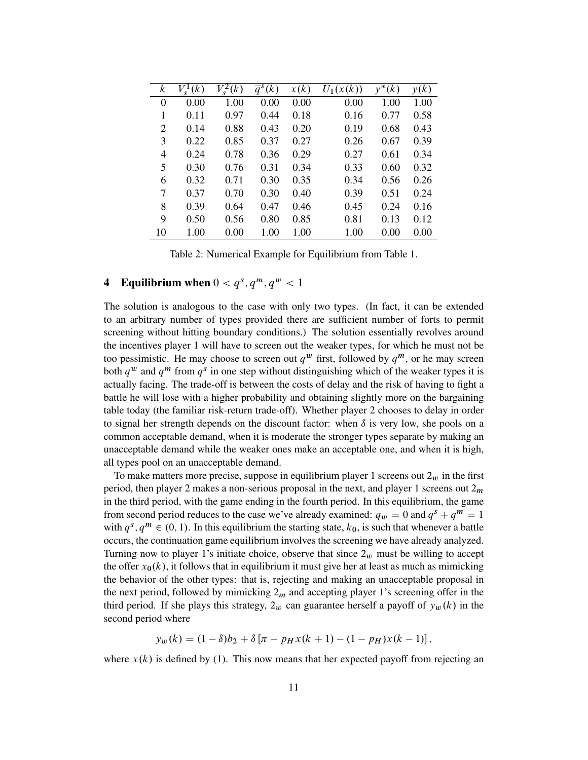| $k$ | $V_s^1(k)$ | $V_s^2(k)$ | $\overline{q}^s(k)$ | $x(k)$ | $U_1(x(k))$ | $y^*(k)$ | $y(k)$ |
|---|---|---|---|---|---|---|---|
| 0 | 0.00 | 1.00 | 0.00 | 0.00 | 0.00 | 1.00 | 1.00 |
| 1 | 0.11 | 0.97 | 0.44 | 0.18 | 0.16 | 0.77 | 0.58 |
| 2 | 0.14 | 0.88 | 0.43 | 0.20 | 0.19 | 0.68 | 0.43 |
| 3 | 0.22 | 0.85 | 0.37 | 0.27 | 0.26 | 0.67 | 0.39 |
| 4 | 0.24 | 0.78 | 0.36 | 0.29 | 0.27 | 0.61 | 0.34 |
| 5 | 0.30 | 0.76 | 0.31 | 0.34 | 0.33 | 0.60 | 0.32 |
| 6 | 0.32 | 0.71 | 0.30 | 0.35 | 0.34 | 0.56 | 0.26 |
| 7 | 0.37 | 0.70 | 0.30 | 0.40 | 0.39 | 0.51 | 0.24 |
| 8 | 0.39 | 0.64 | 0.47 | 0.46 | 0.45 | 0.24 | 0.16 |
| 9 | 0.50 | 0.56 | 0.80 | 0.85 | 0.81 | 0.13 | 0.12 |
| 10 | 1.00 | 0.00 | 1.00 | 1.00 | 1.00 | 0.00 | 0.00 |

Table 2: Numerical Example for Equilibrium from Table 1.

## 4 Equilibrium when $0 < q^s, q^m, q^w < 1$

The solution is analogous to the case with only two types. (In fact, it can be extended to an arbitrary number of types provided there are sufficient number of forts to permit screening without hitting boundary conditions.) The solution essentially revolves around the incentives player 1 will have to screen out the weaker types, for which he must not be too pessimistic. He may choose to screen out $q^w$ first, followed by $q^m$, or he may screen both $q^w$ and $q^m$ from $q^s$ in one step without distinguishing which of the weaker types it is actually facing. The trade-off is between the costs of delay and the risk of having to fight a battle he will lose with a higher probability and obtaining slightly more on the bargaining table today (the familiar risk-return trade-off). Whether player 2 chooses to delay in order to signal her strength depends on the discount factor: when $\delta$ is very low, she pools on a common acceptable demand, when it is moderate the stronger types separate by making an unacceptable demand while the weaker ones make an acceptable one, and when it is high, all types pool on an unacceptable demand.

To make matters more precise, suppose in equilibrium player 1 screens out $2_w$ in the first period, then player 2 makes a non-serious proposal in the next, and player 1 screens out $2_m$ in the third period, with the game ending in the fourth period. In this equilibrium, the game from second period reduces to the case we've already examined: $q_w = 0$ and $q^s + q^m = 1$ with $q^s, q^m \in (0, 1)$. In this equilibrium the starting state, $k_0$, is such that whenever a battle occurs, the continuation game equilibrium involves the screening we have already analyzed. Turning now to player 1's initiate choice, observe that since $2_w$ must be willing to accept the offer $x_0(k)$, it follows that in equilibrium it must give her at least as much as mimicking the behavior of the other types: that is, rejecting and making an unacceptable proposal in the next period, followed by mimicking $2_m$ and accepting player 1's screening offer in the third period. If she plays this strategy, $2_w$ can guarantee herself a payoff of $y_w(k)$ in the second period where

$$y_w(k) = (1-\delta)b_2 + \delta\left[\pi - p_H x(k+1) - (1-p_H)x(k-1)\right],$$

where $x(k)$ is defined by (1). This now means that her expected payoff from rejecting an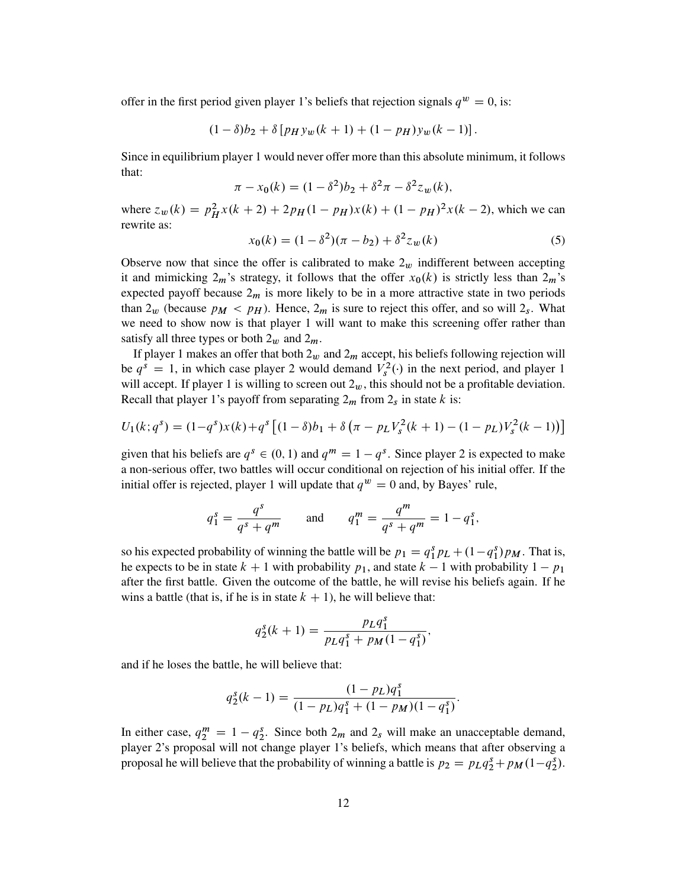offer in the first period given player 1's beliefs that rejection signals $q^w = 0$, is:

$$(1-\delta)b_2 + \delta\left[p_H y_w(k+1) + (1-p_H)y_w(k-1)\right].$$

Since in equilibrium player 1 would never offer more than this absolute minimum, it follows that:

$$\pi - x_0(k) = (1-\delta^2)b_2 + \delta^2\pi - \delta^2 z_w(k),$$

where $z_w(k) = p_H^2 x(k+2) + 2p_H(1-p_H)x(k) + (1-p_H)^2 x(k-2)$, which we can rewrite as:

$$x_0(k) = (1-\delta^2)(\pi - b_2) + \delta^2 z_w(k) \tag{5}$$

Observe now that since the offer is calibrated to make $2_w$ indifferent between accepting it and mimicking $2_m$'s strategy, it follows that the offer $x_0(k)$ is strictly less than $2_m$'s expected payoff because $2_m$ is more likely to be in a more attractive state in two periods than $2_w$ (because $p_M < p_H$). Hence, $2_m$ is sure to reject this offer, and so will $2_s$. What we need to show now is that player 1 will want to make this screening offer rather than satisfy all three types or both $2_w$ and $2_m$.

If player 1 makes an offer that both $2_w$ and $2_m$ accept, his beliefs following rejection will be $q^s = 1$, in which case player 2 would demand $V_s^2(\cdot)$ in the next period, and player 1 will accept. If player 1 is willing to screen out $2_w$, this should not be a profitable deviation. Recall that player 1's payoff from separating $2_m$ from $2_s$ in state $k$ is:

$$U_1(k;q^s) = (1-q^s)x(k) + q^s\left[(1-\delta)b_1 + \delta\left(\pi - p_L V_s^2(k+1) - (1-p_L)V_s^2(k-1)\right)\right]$$

given that his beliefs are $q^s \in (0,1)$ and $q^m = 1-q^s$. Since player 2 is expected to make a non-serious offer, two battles will occur conditional on rejection of his initial offer. If the initial offer is rejected, player 1 will update that $q^w = 0$ and, by Bayes' rule,

$$q_1^s = \frac{q^s}{q^s + q^m} \qquad \text{and} \qquad q_1^m = \frac{q^m}{q^s + q^m} = 1 - q_1^s,$$

so his expected probability of winning the battle will be $p_1 = q_1^s p_L + (1-q_1^s)p_M$. That is, he expects to be in state $k+1$ with probability $p_1$, and state $k-1$ with probability $1-p_1$ after the first battle. Given the outcome of the battle, he will revise his beliefs again. If he wins a battle (that is, if he is in state $k+1$), he will believe that:

$$q_2^s(k+1) = \frac{p_L q_1^s}{p_L q_1^s + p_M(1-q_1^s)},$$

and if he loses the battle, he will believe that:

$$q_2^s(k-1) = \frac{(1-p_L)q_1^s}{(1-p_L)q_1^s + (1-p_M)(1-q_1^s)}.$$

In either case, $q_2^m = 1 - q_2^s$. Since both $2_m$ and $2_s$ will make an unacceptable demand, player 2's proposal will not change player 1's beliefs, which means that after observing a proposal he will believe that the probability of winning a battle is $p_2 = p_L q_2^s + p_M(1-q_2^s)$.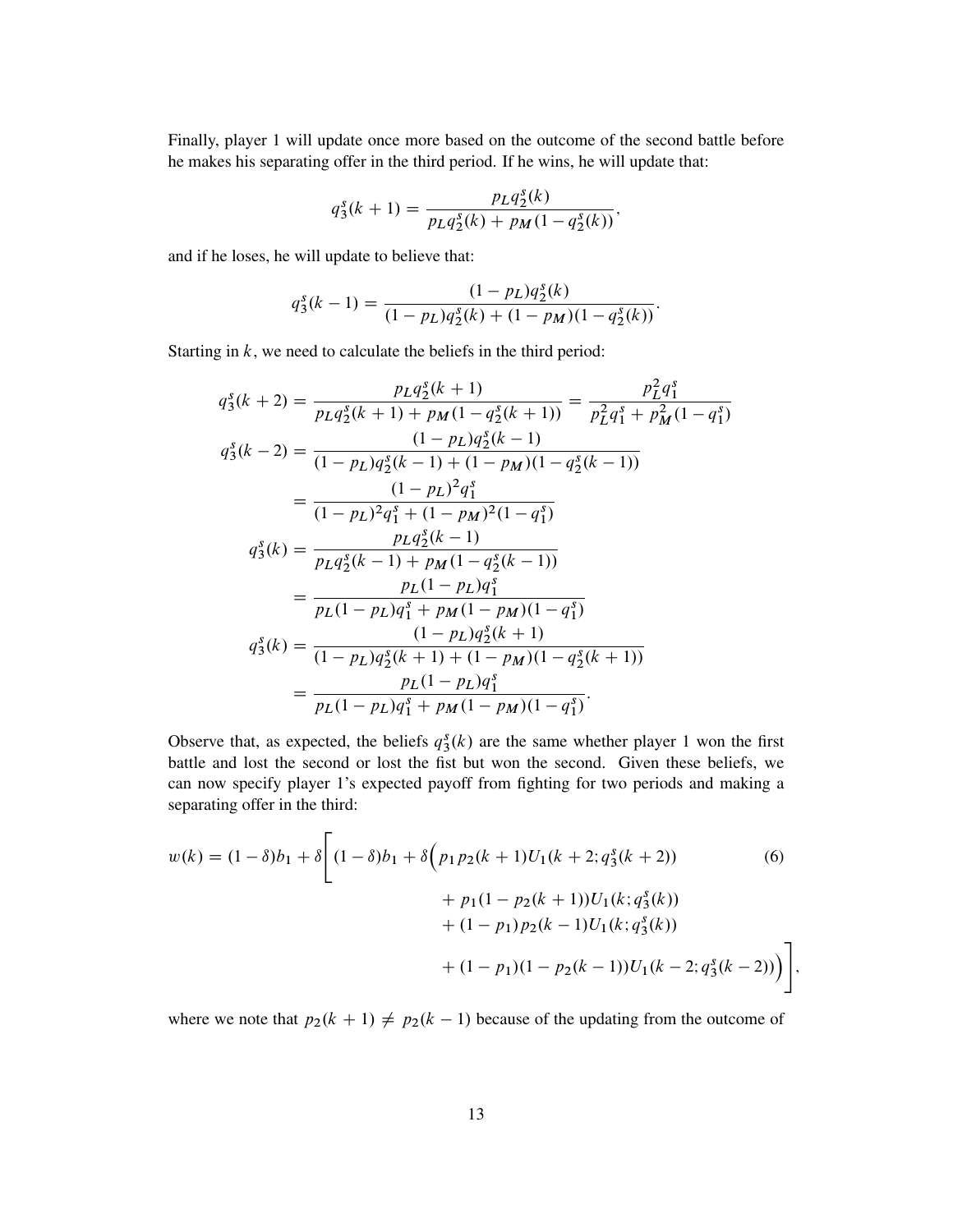Finally, player 1 will update once more based on the outcome of the second battle before he makes his separating offer in the third period. If he wins, he will update that:

$$q_3^s(k+1) = \frac{p_L q_2^s(k)}{p_L q_2^s(k) + p_M(1 - q_2^s(k))},$$

and if he loses, he will update to believe that:

$$q_3^s(k-1) = \frac{(1-p_L)q_2^s(k)}{(1-p_L)q_2^s(k) + (1-p_M)(1-q_2^s(k))}.$$

Starting in $k$, we need to calculate the beliefs in the third period:

$$\begin{aligned}
q_3^s(k+2) &= \frac{p_L q_2^s(k+1)}{p_L q_2^s(k+1) + p_M(1-q_2^s(k+1))} = \frac{p_L^2 q_1^s}{p_L^2 q_1^s + p_M^2(1-q_1^s)} \\
q_3^s(k-2) &= \frac{(1-p_L)q_2^s(k-1)}{(1-p_L)q_2^s(k-1) + (1-p_M)(1-q_2^s(k-1))} \\
&= \frac{(1-p_L)^2 q_1^s}{(1-p_L)^2 q_1^s + (1-p_M)^2(1-q_1^s)} \\
q_3^s(k) &= \frac{p_L q_2^s(k-1)}{p_L q_2^s(k-1) + p_M(1-q_2^s(k-1))} \\
&= \frac{p_L(1-p_L)q_1^s}{p_L(1-p_L)q_1^s + p_M(1-p_M)(1-q_1^s)} \\
q_3^s(k) &= \frac{(1-p_L)q_2^s(k+1)}{(1-p_L)q_2^s(k+1) + (1-p_M)(1-q_2^s(k+1))} \\
&= \frac{p_L(1-p_L)q_1^s}{p_L(1-p_L)q_1^s + p_M(1-p_M)(1-q_1^s)}.
\end{aligned}$$

Observe that, as expected, the beliefs $q_3^s(k)$ are the same whether player 1 won the first battle and lost the second or lost the fist but won the second. Given these beliefs, we can now specify player 1's expected payoff from fighting for two periods and making a separating offer in the third:

$$\begin{aligned}
w(k) = (1-\delta)b_1 + \delta\bigg[ (1-\delta)b_1 + \delta\Big( & p_1 p_2(k+1) U_1(k+2; q_3^s(k+2)) \\
& + p_1(1-p_2(k+1))U_1(k; q_3^s(k)) \\
& + (1-p_1)p_2(k-1)U_1(k; q_3^s(k)) \\
& + (1-p_1)(1-p_2(k-1))U_1(k-2; q_3^s(k-2))\Big)\bigg],
\end{aligned} \tag{6}$$

where we note that $p_2(k+1) \neq p_2(k-1)$ because of the updating from the outcome of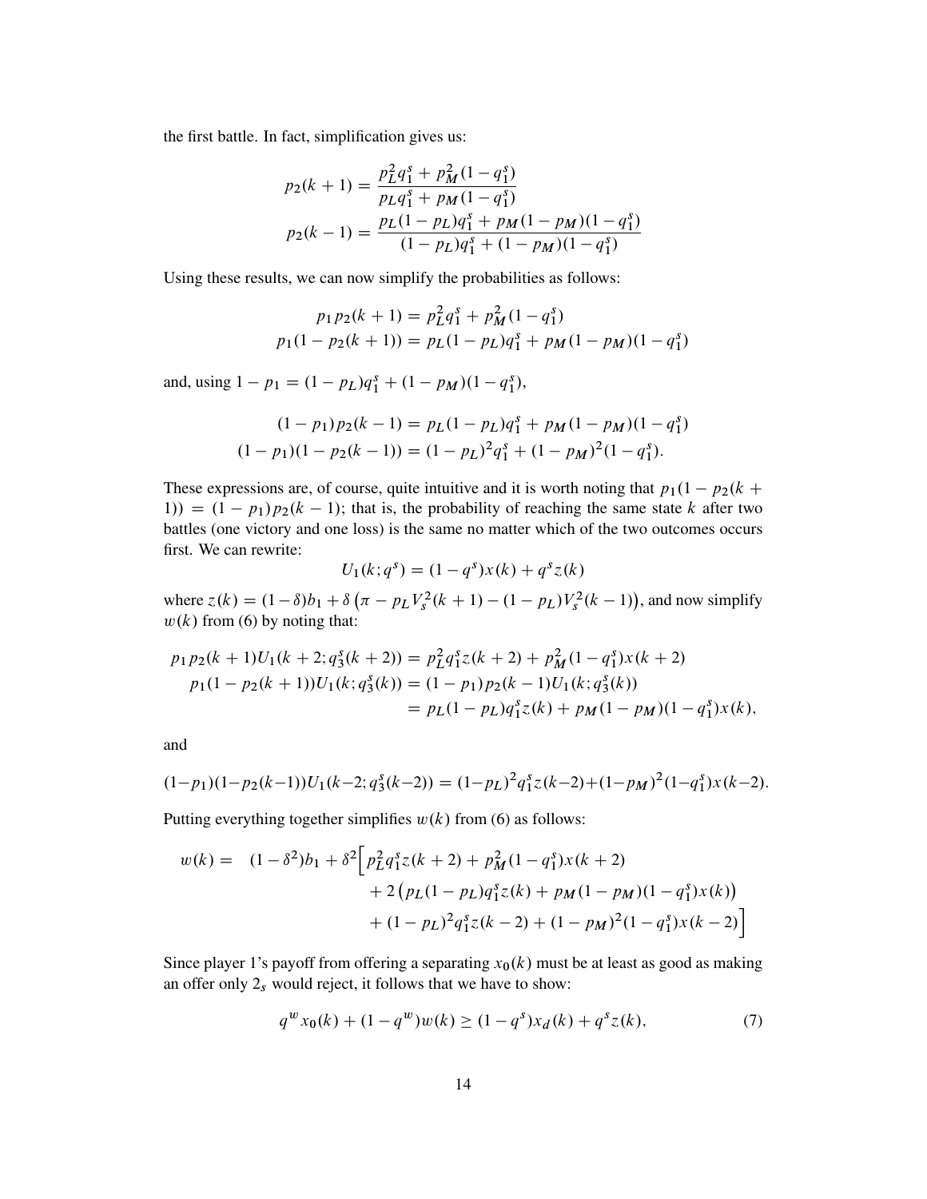the first battle. In fact, simplification gives us:

$$p_2(k+1) = \frac{p_L^2 q_1^s + p_M^2(1-q_1^s)}{p_L q_1^s + p_M(1-q_1^s)}$$
$$p_2(k-1) = \frac{p_L(1-p_L)q_1^s + p_M(1-p_M)(1-q_1^s)}{(1-p_L)q_1^s + (1-p_M)(1-q_1^s)}$$

Using these results, we can now simplify the probabilities as follows:

$$p_1 p_2(k+1) = p_L^2 q_1^s + p_M^2(1-q_1^s)$$
$$p_1(1-p_2(k+1)) = p_L(1-p_L)q_1^s + p_M(1-p_M)(1-q_1^s)$$

and, using $1-p_1 = (1-p_L)q_1^s + (1-p_M)(1-q_1^s)$,

$$(1-p_1)p_2(k-1) = p_L(1-p_L)q_1^s + p_M(1-p_M)(1-q_1^s)$$
$$(1-p_1)(1-p_2(k-1)) = (1-p_L)^2 q_1^s + (1-p_M)^2(1-q_1^s).$$

These expressions are, of course, quite intuitive and it is worth noting that $p_1(1-p_2(k+1)) = (1-p_1)p_2(k-1)$; that is, the probability of reaching the same state $k$ after two battles (one victory and one loss) is the same no matter which of the two outcomes occurs first. We can rewrite:

$$U_1(k;q^s) = (1-q^s)x(k) + q^s z(k)$$

where $z(k) = (1-\delta)b_1 + \delta\left(\pi - p_L V_s^2(k+1) - (1-p_L)V_s^2(k-1)\right)$, and now simplify $w(k)$ from (6) by noting that:

$$p_1 p_2(k+1)U_1(k+2;q_3^s(k+2)) = p_L^2 q_1^s z(k+2) + p_M^2(1-q_1^s)x(k+2)$$
$$p_1(1-p_2(k+1))U_1(k;q_3^s(k)) = (1-p_1)p_2(k-1)U_1(k;q_3^s(k))$$
$$= p_L(1-p_L)q_1^s z(k) + p_M(1-p_M)(1-q_1^s)x(k),$$

and

$$(1-p_1)(1-p_2(k-1))U_1(k-2;q_3^s(k-2)) = (1-p_L)^2 q_1^s z(k-2) + (1-p_M)^2(1-q_1^s)x(k-2).$$

Putting everything together simplifies $w(k)$ from (6) as follows:

$$\begin{aligned} w(k) = \quad & (1-\delta^2)b_1 + \delta^2\Big[p_L^2 q_1^s z(k+2) + p_M^2(1-q_1^s)x(k+2) \\ & + 2\left(p_L(1-p_L)q_1^s z(k) + p_M(1-p_M)(1-q_1^s)x(k)\right) \\ & + (1-p_L)^2 q_1^s z(k-2) + (1-p_M)^2(1-q_1^s)x(k-2)\Big] \end{aligned}$$

Since player 1's payoff from offering a separating $x_0(k)$ must be at least as good as making an offer only $2_s$ would reject, it follows that we have to show:

$$q^w x_0(k) + (1-q^w)w(k) \geq (1-q^s)x_d(k) + q^s z(k), \tag{7}$$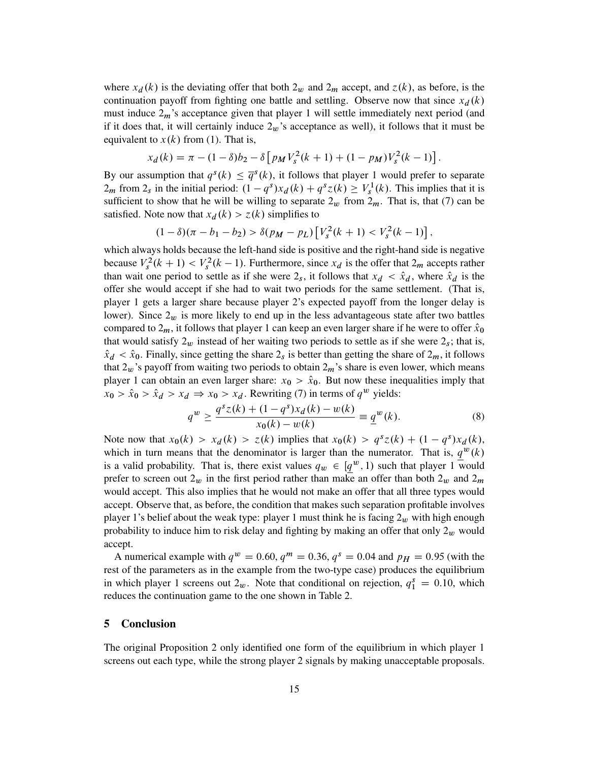where $x_d(k)$ is the deviating offer that both $2_w$ and $2_m$ accept, and $z(k)$, as before, is the continuation payoff from fighting one battle and settling. Observe now that since $x_d(k)$ must induce $2_m$'s acceptance given that player 1 will settle immediately next period (and if it does that, it will certainly induce $2_w$'s acceptance as well), it follows that it must be equivalent to $x(k)$ from (1). That is,

$$x_d(k) = \pi - (1-\delta)b_2 - \delta\left[p_M V_s^2(k+1) + (1-p_M)V_s^2(k-1)\right].$$

By our assumption that $q^s(k) \leq \overline{q}^s(k)$, it follows that player 1 would prefer to separate $2_m$ from $2_s$ in the initial period: $(1-q^s)x_d(k) + q^s z(k) \geq V_s^1(k)$. This implies that it is sufficient to show that he will be willing to separate $2_w$ from $2_m$. That is, that (7) can be satisfied. Note now that $x_d(k) > z(k)$ simplifies to

$$(1-\delta)(\pi - b_1 - b_2) > \delta(p_M - p_L)\left[V_s^2(k+1) < V_s^2(k-1)\right],$$

which always holds because the left-hand side is positive and the right-hand side is negative because $V_s^2(k+1) < V_s^2(k-1)$. Furthermore, since $x_d$ is the offer that $2_m$ accepts rather than wait one period to settle as if she were $2_s$, it follows that $x_d < \hat{x}_d$, where $\hat{x}_d$ is the offer she would accept if she had to wait two periods for the same settlement. (That is, player 1 gets a larger share because player 2's expected payoff from the longer delay is lower). Since $2_w$ is more likely to end up in the less advantageous state after two battles compared to $2_m$, it follows that player 1 can keep an even larger share if he were to offer $\hat{x}_0$ that would satisfy $2_w$ instead of her waiting two periods to settle as if she were $2_s$; that is, $\hat{x}_d < \hat{x}_0$. Finally, since getting the share $2_s$ is better than getting the share of $2_m$, it follows that $2_w$'s payoff from waiting two periods to obtain $2_m$'s share is even lower, which means player 1 can obtain an even larger share: $x_0 > \hat{x}_0$. But now these inequalities imply that $x_0 > \hat{x}_0 > \hat{x}_d > x_d \Rightarrow x_0 > x_d$. Rewriting (7) in terms of $q^w$ yields:

$$q^w \geq \frac{q^s z(k) + (1-q^s)x_d(k) - w(k)}{x_0(k) - w(k)} \equiv \underline{q}^w(k). \tag{8}$$

Note now that $x_0(k) > x_d(k) > z(k)$ implies that $x_0(k) > q^s z(k) + (1-q^s)x_d(k)$, which in turn means that the denominator is larger than the numerator. That is, $\underline{q}^w(k)$ is a valid probability. That is, there exist values $q_w \in [\underline{q}^w, 1)$ such that player 1 would prefer to screen out $2_w$ in the first period rather than make an offer than both $2_w$ and $2_m$ would accept. This also implies that he would not make an offer that all three types would accept. Observe that, as before, the condition that makes such separation profitable involves player 1's belief about the weak type: player 1 must think he is facing $2_w$ with high enough probability to induce him to risk delay and fighting by making an offer that only $2_w$ would accept.

A numerical example with $q^w = 0.60$, $q^m = 0.36$, $q^s = 0.04$ and $p_H = 0.95$ (with the rest of the parameters as in the example from the two-type case) produces the equilibrium in which player 1 screens out $2_w$. Note that conditional on rejection, $q_1^s = 0.10$, which reduces the continuation game to the one shown in Table 2.

## 5 Conclusion

The original Proposition 2 only identified one form of the equilibrium in which player 1 screens out each type, while the strong player 2 signals by making unacceptable proposals.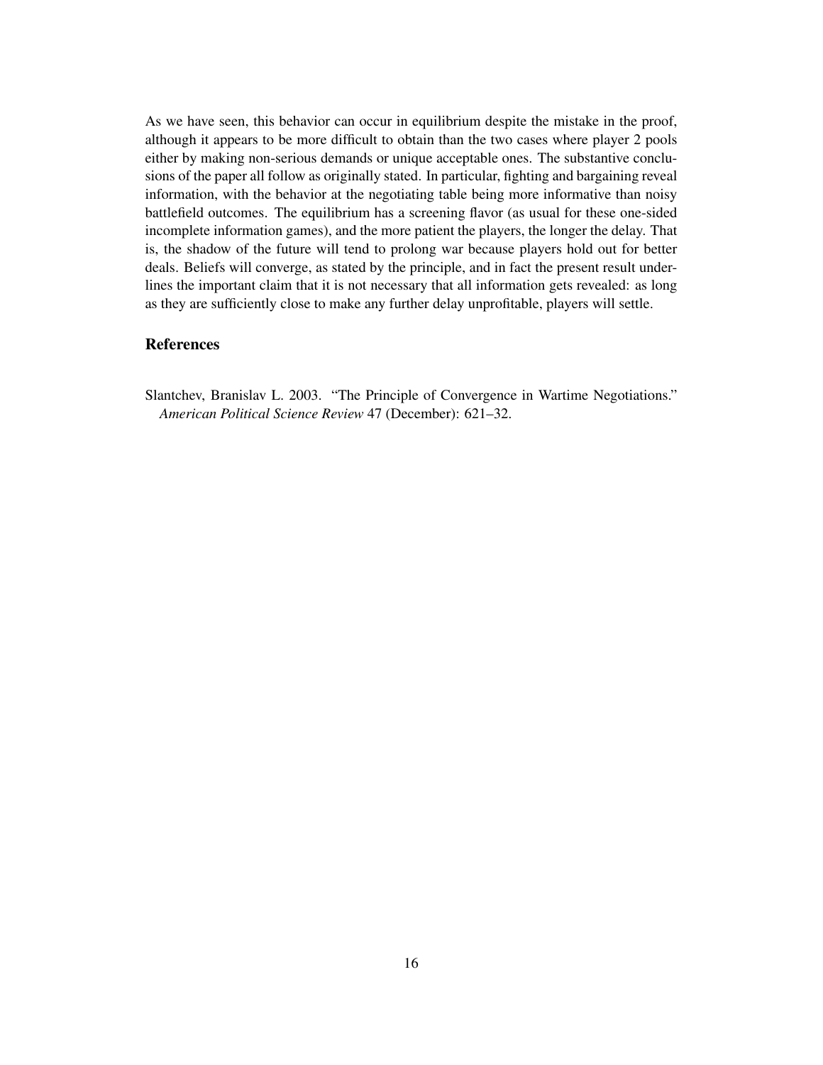As we have seen, this behavior can occur in equilibrium despite the mistake in the proof, although it appears to be more difficult to obtain than the two cases where player 2 pools either by making non-serious demands or unique acceptable ones. The substantive conclusions of the paper all follow as originally stated. In particular, fighting and bargaining reveal information, with the behavior at the negotiating table being more informative than noisy battlefield outcomes. The equilibrium has a screening flavor (as usual for these one-sided incomplete information games), and the more patient the players, the longer the delay. That is, the shadow of the future will tend to prolong war because players hold out for better deals. Beliefs will converge, as stated by the principle, and in fact the present result underlines the important claim that it is not necessary that all information gets revealed: as long as they are sufficiently close to make any further delay unprofitable, players will settle.

## References

Slantchev, Branislav L. 2003. "The Principle of Convergence in Wartime Negotiations." *American Political Science Review* 47 (December): 621–32.